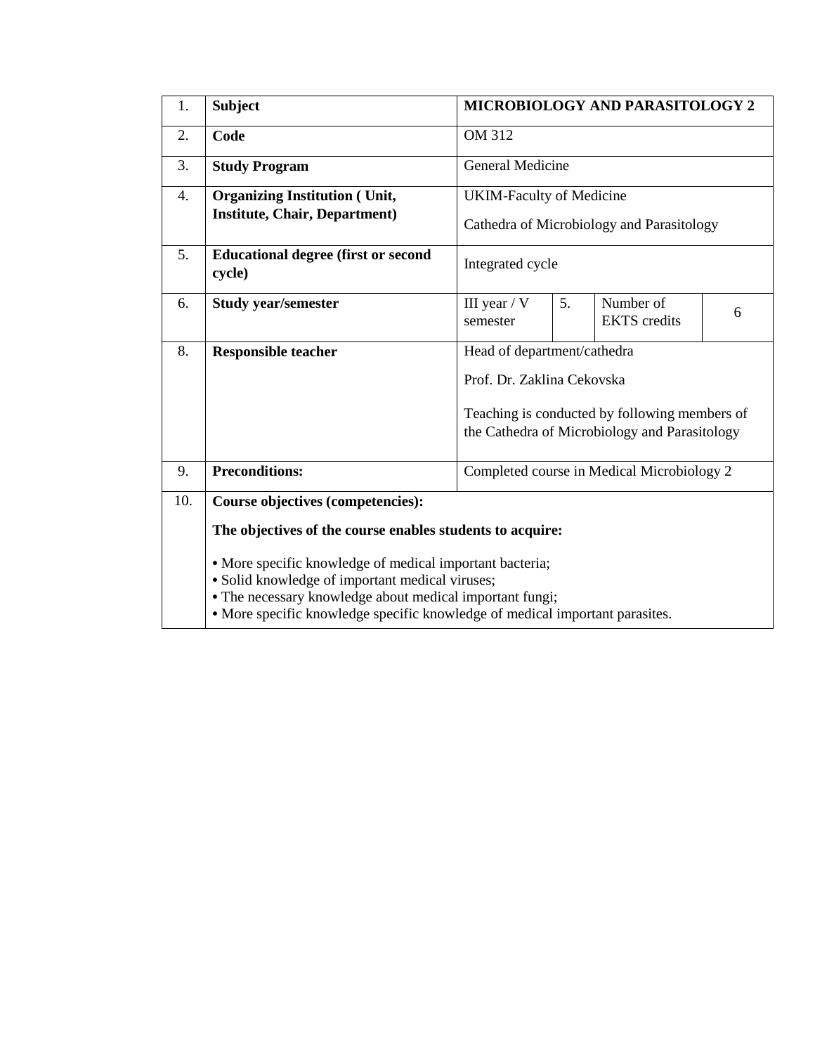| 1. | **Subject** | **MICROBIOLOGY AND PARASITOLOGY 2** | | | |
|---|---|---|---|---|---|
| 2. | **Code** | OM 312 | | | |
| 3. | **Study Program** | General Medicine | | | |
| 4. | **Organizing Institution ( Unit, Institute, Chair, Department)** | UKIM-Faculty of Medicine<br>Cathedra of Microbiology and Parasitology | | | |
| 5. | **Educational degree (first or second cycle)** | Integrated cycle | | | |
| 6. | **Study year/semester** | III year / V semester | 5. | Number of EKTS credits | 6 |
| 8. | **Responsible teacher** | Head of department/cathedra<br>Prof. Dr. Zaklina Cekovska<br>Teaching is conducted by following members of the Cathedra of Microbiology and Parasitology | | | |
| 9. | **Preconditions:** | Completed course in Medical Microbiology 2 | | | |
| 10. | **Course objectives (competencies):**<br>**The objectives of the course enables students to acquire:**<br>• More specific knowledge of medical important bacteria;<br>• Solid knowledge of important medical viruses;<br>• The necessary knowledge about medical important fungi;<br>• More specific knowledge specific knowledge of medical important parasites. | | | | |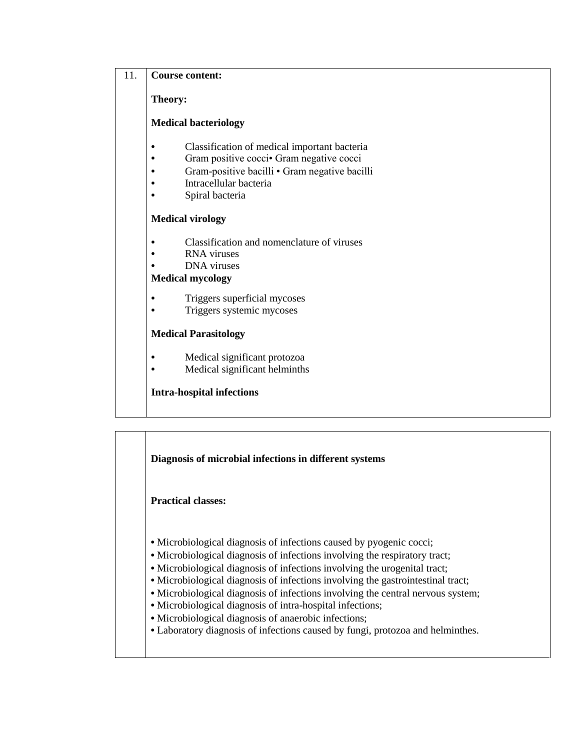11. **Course content:**

**Theory:**

**Medical bacteriology**

- Classification of medical important bacteria
- Gram positive cocci• Gram negative cocci
- Gram-positive bacilli • Gram negative bacilli
- Intracellular bacteria
- Spiral bacteria

**Medical virology**

- Classification and nomenclature of viruses
- RNA viruses
- DNA viruses

**Medical mycology**

- Triggers superficial mycoses
- Triggers systemic mycoses

**Medical Parasitology**

- Medical significant protozoa
- Medical significant helminths

**Intra-hospital infections**

**Diagnosis of microbial infections in different systems**

**Practical classes:**

- Microbiological diagnosis of infections caused by pyogenic cocci;
- Microbiological diagnosis of infections involving the respiratory tract;
- Microbiological diagnosis of infections involving the urogenital tract;
- Microbiological diagnosis of infections involving the gastrointestinal tract;
- Microbiological diagnosis of infections involving the central nervous system;
- Microbiological diagnosis of intra-hospital infections;
- Microbiological diagnosis of anaerobic infections;
- Laboratory diagnosis of infections caused by fungi, protozoa and helminthes.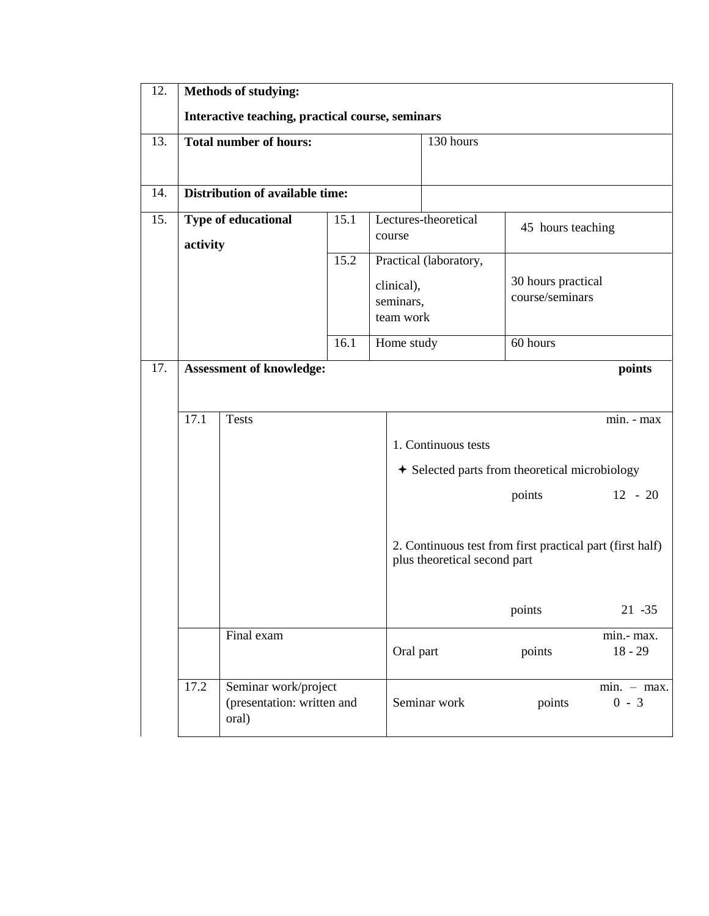| | | | | |
|---|---|---|---|---|
| 12. | **Methods of studying:**<br>**Interactive teaching, practical course, seminars** | | | |
| 13. | **Total number of hours:** | | 130 hours | |
| 14. | **Distribution of available time:** | | | |
| 15. | **Type of educational activity** | 15.1 | Lectures-theoretical course | 45 hours teaching |
| | | 15.2 | Practical (laboratory, clinical), seminars, team work | 30 hours practical course/seminars |
| | | 16.1 | Home study | 60 hours |
| 17. | **Assessment of knowledge:** | | | **points** |

| | | | |
|---|---|---|---|
| 17.1 | Tests | | min. - max |
| | | 1. Continuous tests<br>✦ Selected parts from theoretical microbiology | |
| | | points | 12 - 20 |
| | | 2. Continuous test from first practical part (first half) plus theoretical second part | |
| | | points | 21 -35 |
| | Final exam | | min.- max. |
| | | Oral part points | 18 - 29 |
| 17.2 | Seminar work/project (presentation: written and oral) | | min. – max. |
| | | Seminar work points | 0 - 3 |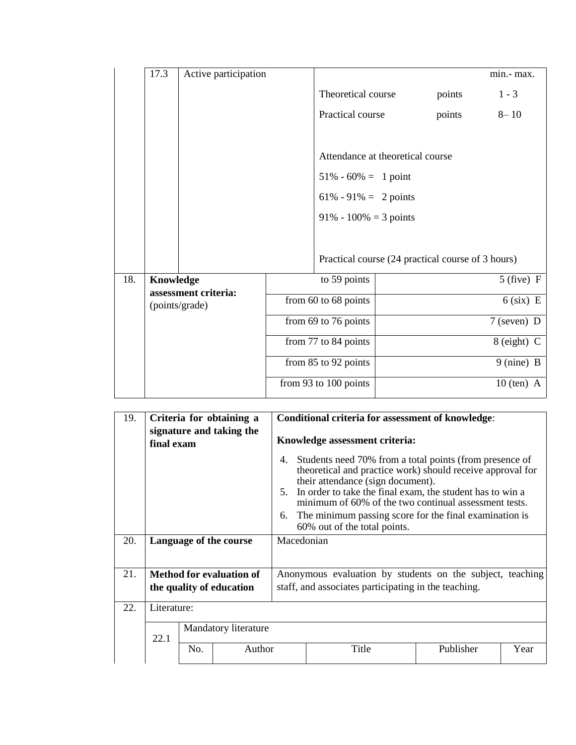| | | | |
|---|---|---|---|
| 17.3 | Active participation | | min.- max. |
| | | Theoretical course points | 1 - 3 |
| | | Practical course points | 8– 10 |
| | | Attendance at theoretical course | |
| | | 51% - 60% = 1 point | |
| | | 61% - 91% = 2 points | |
| | | 91% - 100% = 3 points | |
| | | Practical course (24 practical course of 3 hours) | |

| | | | |
|---|---|---|---|
| 18. | **Knowledge assessment criteria:** (points/grade) | to 59 points | 5 (five) F |
| | | from 60 to 68 points | 6 (six) E |
| | | from 69 to 76 points | 7 (seven) D |
| | | from 77 to 84 points | 8 (eight) C |
| | | from 85 to 92 points | 9 (nine) B |
| | | from 93 to 100 points | 10 (ten) A |

| | | |
|---|---|---|
| 19. | **Criteria for obtaining a signature and taking the final exam** | **Conditional criteria for assessment of knowledge**:<br>**Knowledge assessment criteria:**<br>4. Students need 70% from a total points (from presence of theoretical and practice work) should receive approval for their attendance (sign document).<br>5. In order to take the final exam, the student has to win a minimum of 60% of the two continual assessment tests.<br>6. The minimum passing score for the final examination is 60% out of the total points. |
| 20. | **Language of the course** | Macedonian |
| 21. | **Method for evaluation of the quality of education** | Anonymous evaluation by students on the subject, teaching staff, and associates participating in the teaching. |
| 22. | Literature: | |

| | | | | | |
|---|---|---|---|---|---|
| 22.1 | Mandatory literature | | | | |
| | No. | Author | Title | Publisher | Year |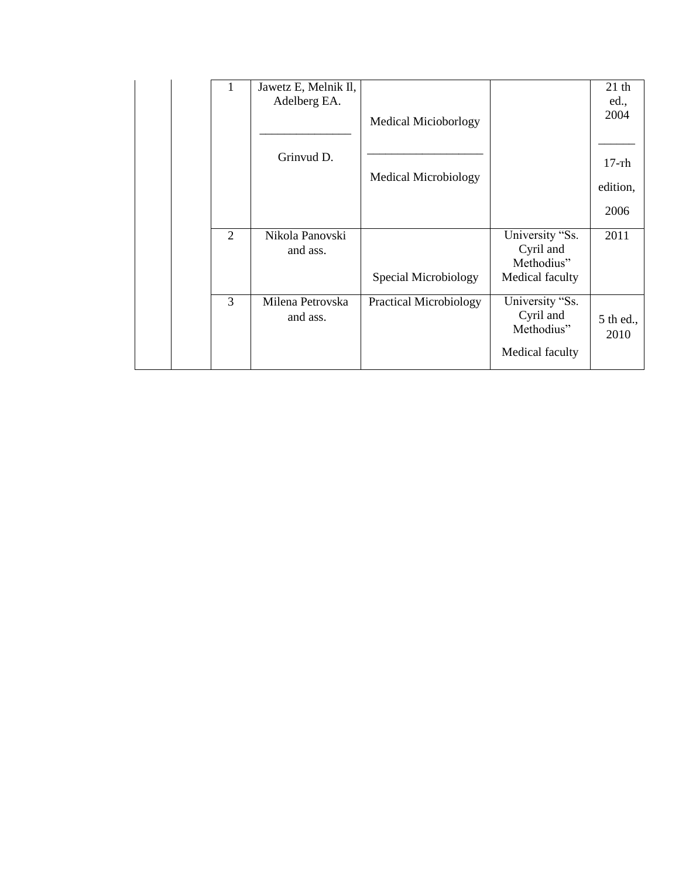| | | | | | | |
|---|---|---|---|---|---|---|
| | | 1 | Jawetz E, Melnik Il, Adelberg EA.<br>_______________<br>Grinvud D. | Medical Micioborlogy<br>___________________<br>Medical Microbiology | | 21 th ed., 2004<br>______<br>17-тh edition, 2006 |
| | | 2 | Nikola Panovski and ass. | Special Microbiology | University “Ss. Cyril and Methodius” Medical faculty | 2011 |
| | | 3 | Milena Petrovska and ass. | Practical Microbiology | University “Ss. Cyril and Methodius” Medical faculty | 5 th ed., 2010 |